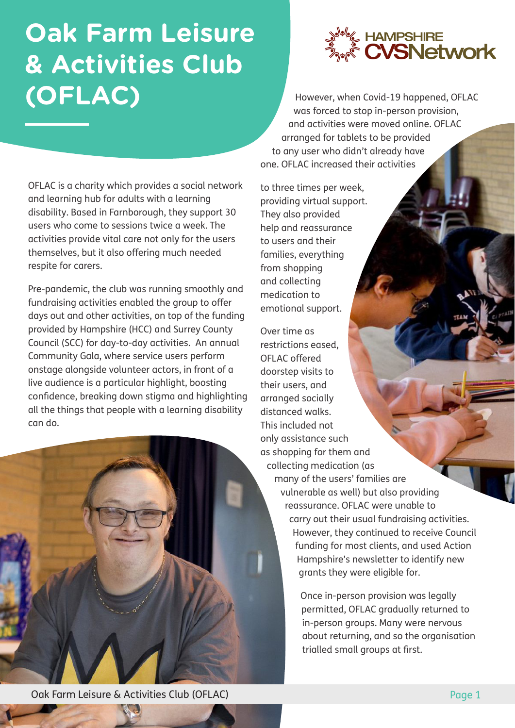# Oak Farm Leisure & Activities Club (OFLAC)

OFLAC is a charity which provides a social network and learning hub for adults with a learning disability. Based in Farnborough, they support 30 users who come to sessions twice a week. The activities provide vital care not only for the users themselves, but it also offering much needed respite for carers.

Pre-pandemic, the club was running smoothly and fundraising activities enabled the group to offer days out and other activities, on top of the funding provided by Hampshire (HCC) and Surrey County Council (SCC) for day-to-day activities. An annual Community Gala, where service users perform onstage alongside volunteer actors, in front of a live audience is a particular highlight, boosting confidence, breaking down stigma and highlighting all the things that people with a learning disability can do.

However, when Covid-19 happened, OFLAC was forced to stop in-person provision, and activities were moved online. OFLAC arranged for tablets to be provided to any user who didn't already have one. OFLAC increased their activities to three times per week, providing virtual support. They also provided help and reassurance to users and their families, everything from shopping and collecting medication to emotional support.

Over time as restrictions eased, OFLAC offered doorstep visits to their users, and arranged socially distanced walks. This included not only assistance such as shopping for them and collecting medication (as many of the users' families are vulnerable as well) but also providing reassurance. OFLAC were unable to carry out their usual fundraising activities. However, they continued to receive Council funding for most clients, and used Action Hampshire's newsletter to identify new grants they were eligible for.

Once in-person provision was legally permitted, OFLAC gradually returned to in-person groups. Many were nervous about returning, and so the organisation trialled small groups at first.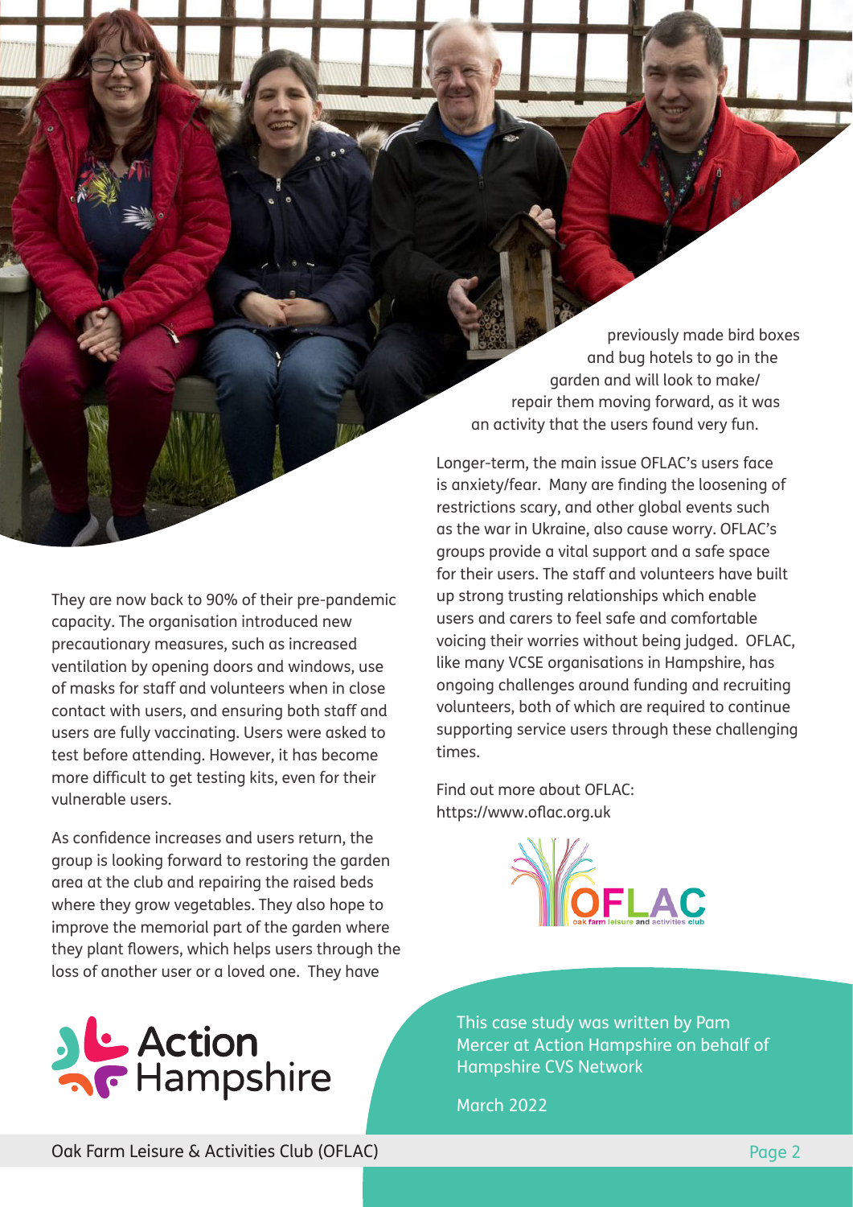They are now back to 90% of their pre-pandemic capacity. The organisation introduced new precautionary measures, such as increased ventilation by opening doors and windows, use of masks for staff and volunteers when in close contact with users, and ensuring both staff and users are fully vaccinating. Users were asked to test before attending. However, it has become more difficult to get testing kits, even for their vulnerable users.

As confidence increases and users return, the group is looking forward to restoring the garden area at the club and repairing the raised beds where they grow vegetables. They also hope to improve the memorial part of the garden where they plant flowers, which helps users through the loss of another user or a loved one. They have previously made bird boxes and bug hotels to go in the garden and will look to make/repair them moving forward, as it was an activity that the users found very fun.

Longer-term, the main issue OFLAC's users face is anxiety/fear. Many are finding the loosening of restrictions scary, and other global events such as the war in Ukraine, also cause worry. OFLAC's groups provide a vital support and a safe space for their users. The staff and volunteers have built up strong trusting relationships which enable users and carers to feel safe and comfortable voicing their worries without being judged. OFLAC, like many VCSE organisations in Hampshire, has ongoing challenges around funding and recruiting volunteers, both of which are required to continue supporting service users through these challenging times.

Find out more about OFLAC:
https://www.oflac.org.uk

OFLAC
oak farm leisure and activities club

Action Hampshire

This case study was written by Pam Mercer at Action Hampshire on behalf of Hampshire CVS Network

March 2022